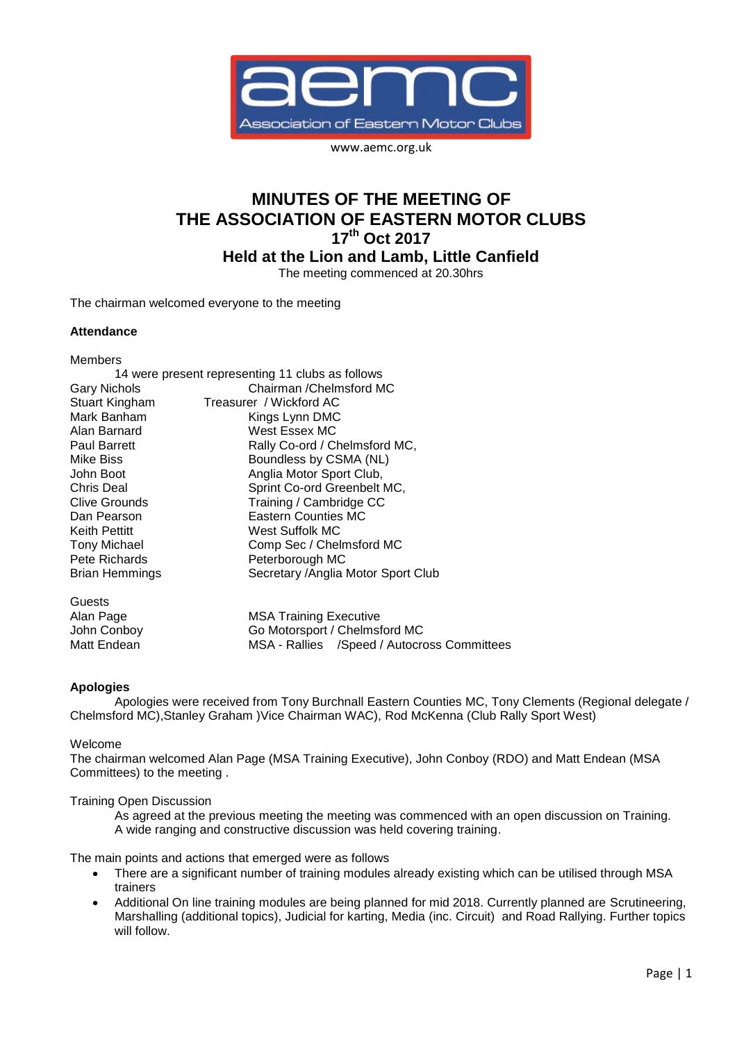aemc
Association of Eastern Motor Clubs

www.aemc.org.uk

# MINUTES OF THE MEETING OF THE ASSOCIATION OF EASTERN MOTOR CLUBS 17th Oct 2017

## Held at the Lion and Lamb, Little Canfield

The meeting commenced at 20.30hrs

The chairman welcomed everyone to the meeting

**Attendance**

Members

14 were present representing 11 clubs as follows

| | |
|---|---|
| Gary Nichols | Chairman /Chelmsford MC |
| Stuart Kingham | Treasurer / Wickford AC |
| Mark Banham | Kings Lynn DMC |
| Alan Barnard | West Essex MC |
| Paul Barrett | Rally Co-ord / Chelmsford MC, |
| Mike Biss | Boundless by CSMA (NL) |
| John Boot | Anglia Motor Sport Club, |
| Chris Deal | Sprint Co-ord Greenbelt MC, |
| Clive Grounds | Training / Cambridge CC |
| Dan Pearson | Eastern Counties MC |
| Keith Pettitt | West Suffolk MC |
| Tony Michael | Comp Sec / Chelmsford MC |
| Pete Richards | Peterborough MC |
| Brian Hemmings | Secretary /Anglia Motor Sport Club |

Guests

| | |
|---|---|
| Alan Page | MSA Training Executive |
| John Conboy | Go Motorsport / Chelmsford MC |
| Matt Endean | MSA - Rallies /Speed / Autocross Committees |

**Apologies**

Apologies were received from Tony Burchnall Eastern Counties MC, Tony Clements (Regional delegate / Chelmsford MC),Stanley Graham )Vice Chairman WAC), Rod McKenna (Club Rally Sport West)

Welcome

The chairman welcomed Alan Page (MSA Training Executive), John Conboy (RDO) and Matt Endean (MSA Committees) to the meeting .

Training Open Discussion

As agreed at the previous meeting the meeting was commenced with an open discussion on Training. A wide ranging and constructive discussion was held covering training.

The main points and actions that emerged were as follows

- There are a significant number of training modules already existing which can be utilised through MSA trainers
- Additional On line training modules are being planned for mid 2018. Currently planned are Scrutineering, Marshalling (additional topics), Judicial for karting, Media (inc. Circuit) and Road Rallying. Further topics will follow.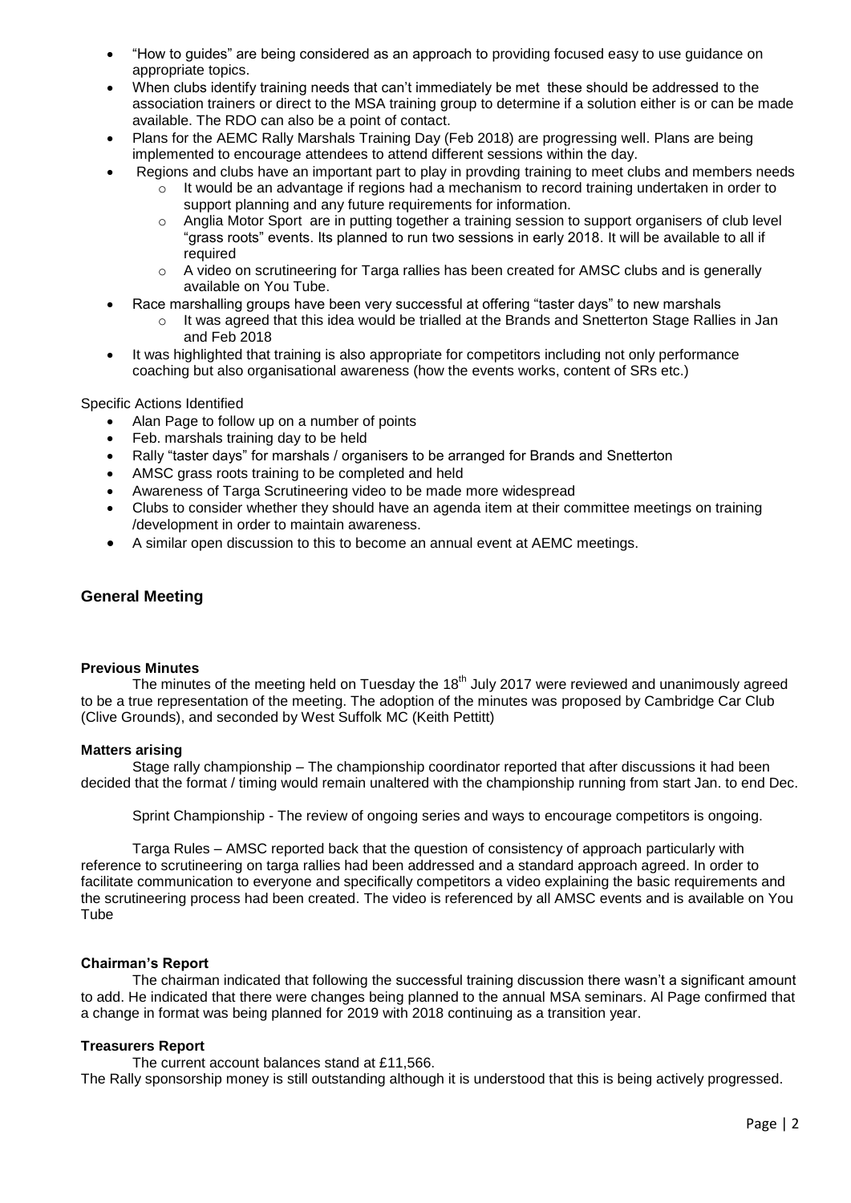- "How to guides" are being considered as an approach to providing focused easy to use guidance on appropriate topics.
- When clubs identify training needs that can't immediately be met these should be addressed to the association trainers or direct to the MSA training group to determine if a solution either is or can be made available. The RDO can also be a point of contact.
- Plans for the AEMC Rally Marshals Training Day (Feb 2018) are progressing well. Plans are being implemented to encourage attendees to attend different sessions within the day.
- Regions and clubs have an important part to play in provding training to meet clubs and members needs
  - It would be an advantage if regions had a mechanism to record training undertaken in order to support planning and any future requirements for information.
  - Anglia Motor Sport are in putting together a training session to support organisers of club level "grass roots" events. Its planned to run two sessions in early 2018. It will be available to all if required
  - A video on scrutineering for Targa rallies has been created for AMSC clubs and is generally available on You Tube.
- Race marshalling groups have been very successful at offering "taster days" to new marshals
  - It was agreed that this idea would be trialled at the Brands and Snetterton Stage Rallies in Jan and Feb 2018
- It was highlighted that training is also appropriate for competitors including not only performance coaching but also organisational awareness (how the events works, content of SRs etc.)

Specific Actions Identified

- Alan Page to follow up on a number of points
- Feb. marshals training day to be held
- Rally "taster days" for marshals / organisers to be arranged for Brands and Snetterton
- AMSC grass roots training to be completed and held
- Awareness of Targa Scrutineering video to be made more widespread
- Clubs to consider whether they should have an agenda item at their committee meetings on training /development in order to maintain awareness.
- A similar open discussion to this to become an annual event at AEMC meetings.

## General Meeting

**Previous Minutes**

The minutes of the meeting held on Tuesday the 18th July 2017 were reviewed and unanimously agreed to be a true representation of the meeting. The adoption of the minutes was proposed by Cambridge Car Club (Clive Grounds), and seconded by West Suffolk MC (Keith Pettitt)

**Matters arising**

Stage rally championship – The championship coordinator reported that after discussions it had been decided that the format / timing would remain unaltered with the championship running from start Jan. to end Dec.

Sprint Championship - The review of ongoing series and ways to encourage competitors is ongoing.

Targa Rules – AMSC reported back that the question of consistency of approach particularly with reference to scrutineering on targa rallies had been addressed and a standard approach agreed. In order to facilitate communication to everyone and specifically competitors a video explaining the basic requirements and the scrutineering process had been created. The video is referenced by all AMSC events and is available on You Tube

**Chairman's Report**

The chairman indicated that following the successful training discussion there wasn't a significant amount to add. He indicated that there were changes being planned to the annual MSA seminars. Al Page confirmed that a change in format was being planned for 2019 with 2018 continuing as a transition year.

**Treasurers Report**

The current account balances stand at £11,566.

The Rally sponsorship money is still outstanding although it is understood that this is being actively progressed.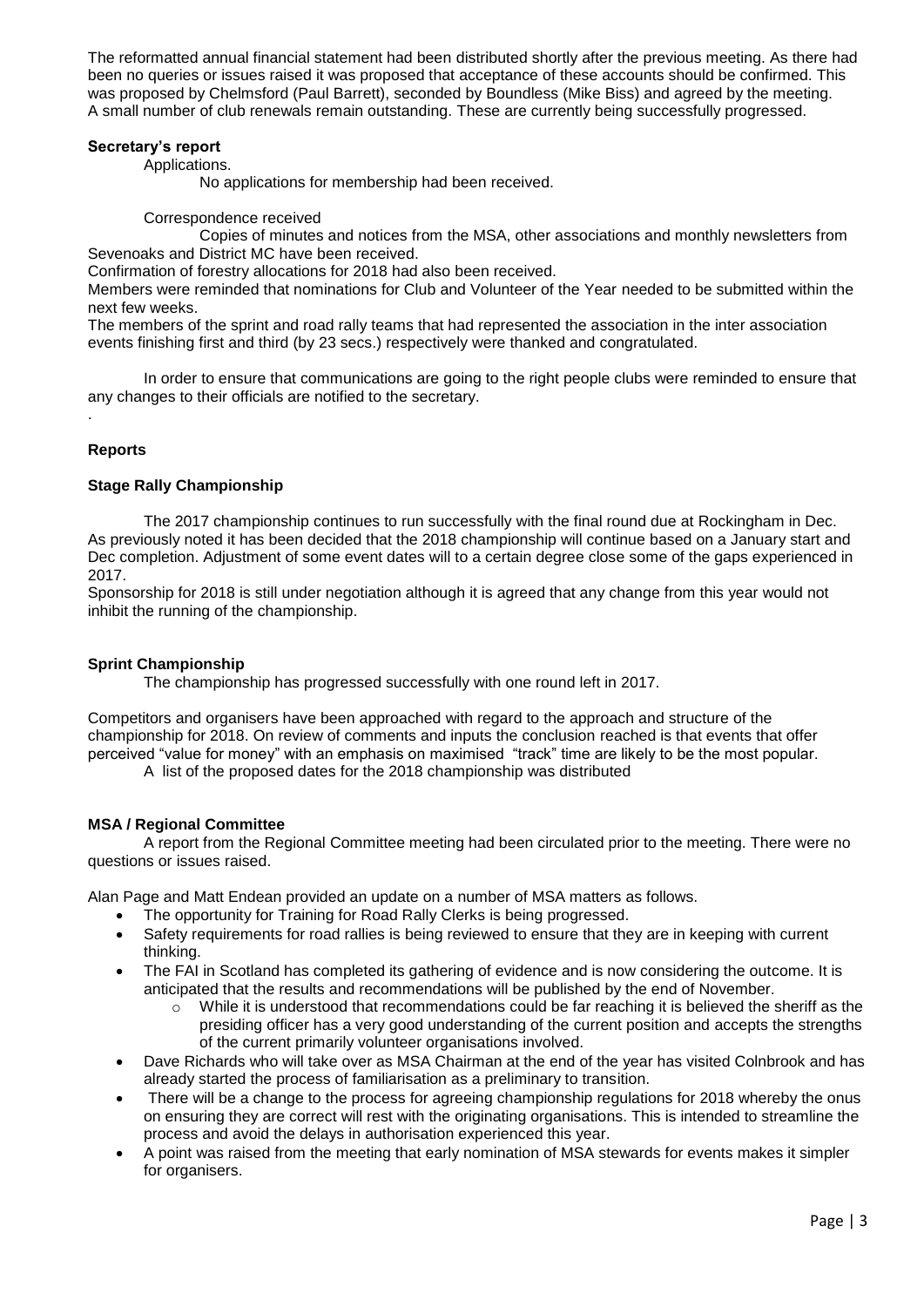The reformatted annual financial statement had been distributed shortly after the previous meeting. As there had been no queries or issues raised it was proposed that acceptance of these accounts should be confirmed. This was proposed by Chelmsford (Paul Barrett), seconded by Boundless (Mike Biss) and agreed by the meeting. A small number of club renewals remain outstanding. These are currently being successfully progressed.

**Secretary's report**

Applications.

No applications for membership had been received.

Correspondence received

Copies of minutes and notices from the MSA, other associations and monthly newsletters from Sevenoaks and District MC have been received.

Confirmation of forestry allocations for 2018 had also been received.

Members were reminded that nominations for Club and Volunteer of the Year needed to be submitted within the next few weeks.

The members of the sprint and road rally teams that had represented the association in the inter association events finishing first and third (by 23 secs.) respectively were thanked and congratulated.

In order to ensure that communications are going to the right people clubs were reminded to ensure that any changes to their officials are notified to the secretary.

.

**Reports**

**Stage Rally Championship**

The 2017 championship continues to run successfully with the final round due at Rockingham in Dec. As previously noted it has been decided that the 2018 championship will continue based on a January start and Dec completion. Adjustment of some event dates will to a certain degree close some of the gaps experienced in 2017.

Sponsorship for 2018 is still under negotiation although it is agreed that any change from this year would not inhibit the running of the championship.

**Sprint Championship**

The championship has progressed successfully with one round left in 2017.

Competitors and organisers have been approached with regard to the approach and structure of the championship for 2018. On review of comments and inputs the conclusion reached is that events that offer perceived "value for money" with an emphasis on maximised "track" time are likely to be the most popular.

A list of the proposed dates for the 2018 championship was distributed

**MSA / Regional Committee**

A report from the Regional Committee meeting had been circulated prior to the meeting. There were no questions or issues raised.

Alan Page and Matt Endean provided an update on a number of MSA matters as follows.

- The opportunity for Training for Road Rally Clerks is being progressed.
- Safety requirements for road rallies is being reviewed to ensure that they are in keeping with current thinking.
- The FAI in Scotland has completed its gathering of evidence and is now considering the outcome. It is anticipated that the results and recommendations will be published by the end of November.
  - While it is understood that recommendations could be far reaching it is believed the sheriff as the presiding officer has a very good understanding of the current position and accepts the strengths of the current primarily volunteer organisations involved.
- Dave Richards who will take over as MSA Chairman at the end of the year has visited Colnbrook and has already started the process of familiarisation as a preliminary to transition.
- There will be a change to the process for agreeing championship regulations for 2018 whereby the onus on ensuring they are correct will rest with the originating organisations. This is intended to streamline the process and avoid the delays in authorisation experienced this year.
- A point was raised from the meeting that early nomination of MSA stewards for events makes it simpler for organisers.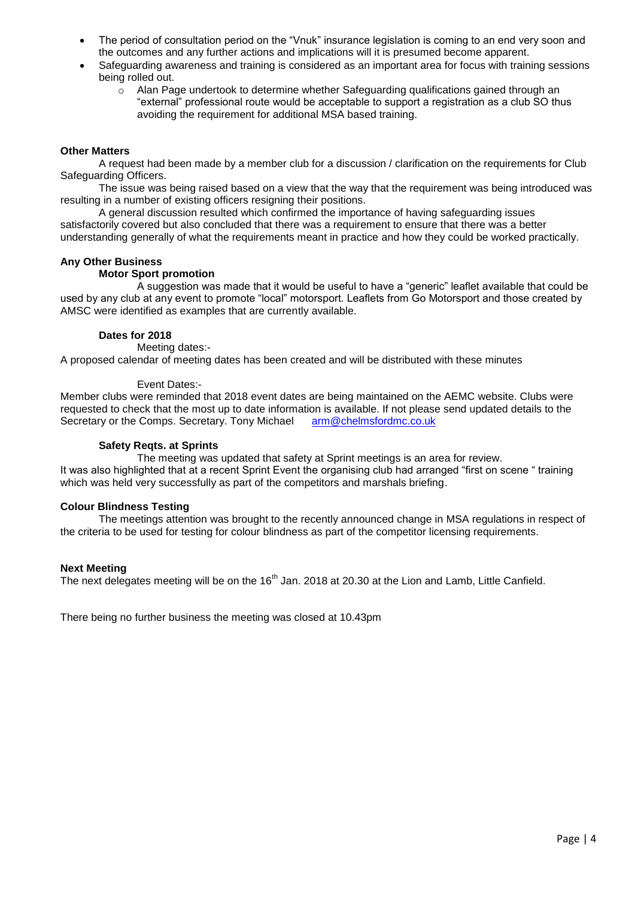- The period of consultation period on the "Vnuk" insurance legislation is coming to an end very soon and the outcomes and any further actions and implications will it is presumed become apparent.
- Safeguarding awareness and training is considered as an important area for focus with training sessions being rolled out.
    - Alan Page undertook to determine whether Safeguarding qualifications gained through an "external" professional route would be acceptable to support a registration as a club SO thus avoiding the requirement for additional MSA based training.

**Other Matters**

A request had been made by a member club for a discussion / clarification on the requirements for Club Safeguarding Officers.

The issue was being raised based on a view that the way that the requirement was being introduced was resulting in a number of existing officers resigning their positions.

A general discussion resulted which confirmed the importance of having safeguarding issues satisfactorily covered but also concluded that there was a requirement to ensure that there was a better understanding generally of what the requirements meant in practice and how they could be worked practically.

**Any Other Business**

**Motor Sport promotion**

A suggestion was made that it would be useful to have a "generic" leaflet available that could be used by any club at any event to promote "local" motorsport. Leaflets from Go Motorsport and those created by AMSC were identified as examples that are currently available.

**Dates for 2018**

Meeting dates:-

A proposed calendar of meeting dates has been created and will be distributed with these minutes

Event Dates:-

Member clubs were reminded that 2018 event dates are being maintained on the AEMC website. Clubs were requested to check that the most up to date information is available. If not please send updated details to the Secretary or the Comps. Secretary. Tony Michael arm@chelmsfordmc.co.uk

**Safety Reqts. at Sprints**

The meeting was updated that safety at Sprint meetings is an area for review.

It was also highlighted that at a recent Sprint Event the organising club had arranged "first on scene " training which was held very successfully as part of the competitors and marshals briefing.

**Colour Blindness Testing**

The meetings attention was brought to the recently announced change in MSA regulations in respect of the criteria to be used for testing for colour blindness as part of the competitor licensing requirements.

**Next Meeting**

The next delegates meeting will be on the 16th Jan. 2018 at 20.30 at the Lion and Lamb, Little Canfield.

There being no further business the meeting was closed at 10.43pm